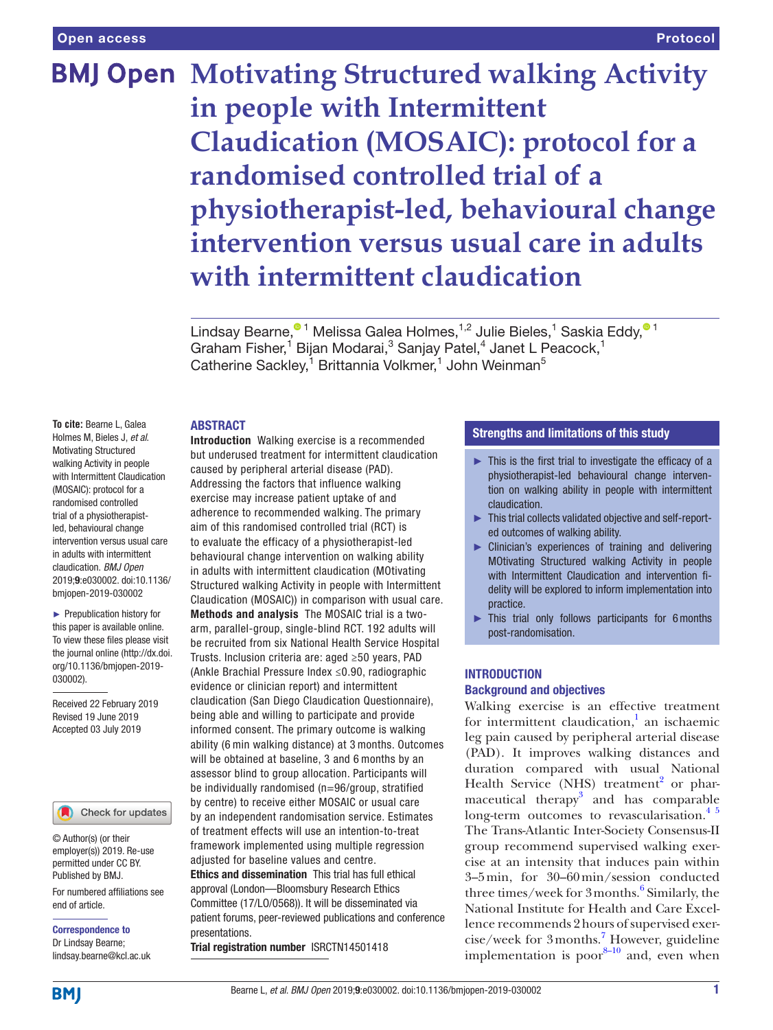Open access | Protocol

# Motivating Structured walking Activity in people with Intermittent Claudication (MOSAIC): protocol for a randomised controlled trial of a physiotherapist-led, behavioural change intervention versus usual care in adults with intermittent claudication

Lindsay Bearne,[1] Melissa Galea Holmes,[1,2] Julie Bieles,[1] Saskia Eddy,[1] Graham Fisher,[1] Bijan Modarai,[3] Sanjay Patel,[4] Janet L Peacock,[1] Catherine Sackley,[1] Brittannia Volkmer,[1] John Weinman[5]

**To cite:** Bearne L, Galea Holmes M, Bieles J, *et al*. Motivating Structured walking Activity in people with Intermittent Claudication (MOSAIC): protocol for a randomised controlled trial of a physiotherapist-led, behavioural change intervention versus usual care in adults with intermittent claudication. *BMJ Open* 2019;**9**:e030002. doi:10.1136/bmjopen-2019-030002

► Prepublication history for this paper is available online. To view these files please visit the journal online (http://dx.doi.org/10.1136/bmjopen-2019-030002).

Received 22 February 2019
Revised 19 June 2019
Accepted 03 July 2019

© Author(s) (or their employer(s)) 2019. Re-use permitted under CC BY. Published by BMJ.

For numbered affiliations see end of article.

**Correspondence to**
Dr Lindsay Bearne;
lindsay.bearne@kcl.ac.uk

## ABSTRACT

**Introduction** Walking exercise is a recommended but underused treatment for intermittent claudication caused by peripheral arterial disease (PAD). Addressing the factors that influence walking exercise may increase patient uptake of and adherence to recommended walking. The primary aim of this randomised controlled trial (RCT) is to evaluate the efficacy of a physiotherapist-led behavioural change intervention on walking ability in adults with intermittent claudication (MOtivating Structured walking Activity in people with Intermittent Claudication (MOSAIC)) in comparison with usual care.

**Methods and analysis** The MOSAIC trial is a two-arm, parallel-group, single-blind RCT. 192 adults will be recruited from six National Health Service Hospital Trusts. Inclusion criteria are: aged ≥50 years, PAD (Ankle Brachial Pressure Index ≤0.90, radiographic evidence or clinician report) and intermittent claudication (San Diego Claudication Questionnaire), being able and willing to participate and provide informed consent. The primary outcome is walking ability (6 min walking distance) at 3 months. Outcomes will be obtained at baseline, 3 and 6 months by an assessor blind to group allocation. Participants will be individually randomised (n=96/group, stratified by centre) to receive either MOSAIC or usual care by an independent randomisation service. Estimates of treatment effects will use an intention-to-treat framework implemented using multiple regression adjusted for baseline values and centre.

**Ethics and dissemination** This trial has full ethical approval (London—Bloomsbury Research Ethics Committee (17/LO/0568)). It will be disseminated via patient forums, peer-reviewed publications and conference presentations.

**Trial registration number** ISRCTN14501418

### Strengths and limitations of this study

- ► This is the first trial to investigate the efficacy of a physiotherapist-led behavioural change intervention on walking ability in people with intermittent claudication.
- ► This trial collects validated objective and self-reported outcomes of walking ability.
- ► Clinician's experiences of training and delivering MOtivating Structured walking Activity in people with Intermittent Claudication and intervention fidelity will be explored to inform implementation into practice.
- ► This trial only follows participants for 6 months post-randomisation.

## INTRODUCTION

### Background and objectives

Walking exercise is an effective treatment for intermittent claudication,[1] an ischaemic leg pain caused by peripheral arterial disease (PAD). It improves walking distances and duration compared with usual National Health Service (NHS) treatment[2] or pharmaceutical therapy[3] and has comparable long-term outcomes to revascularisation.[4 5] The Trans-Atlantic Inter-Society Consensus-II group recommend supervised walking exercise at an intensity that induces pain within 3–5 min, for 30–60 min/session conducted three times/week for 3 months.[6] Similarly, the National Institute for Health and Care Excellence recommends 2 hours of supervised exercise/week for 3 months.[7] However, guideline implementation is poor[8–10] and, even when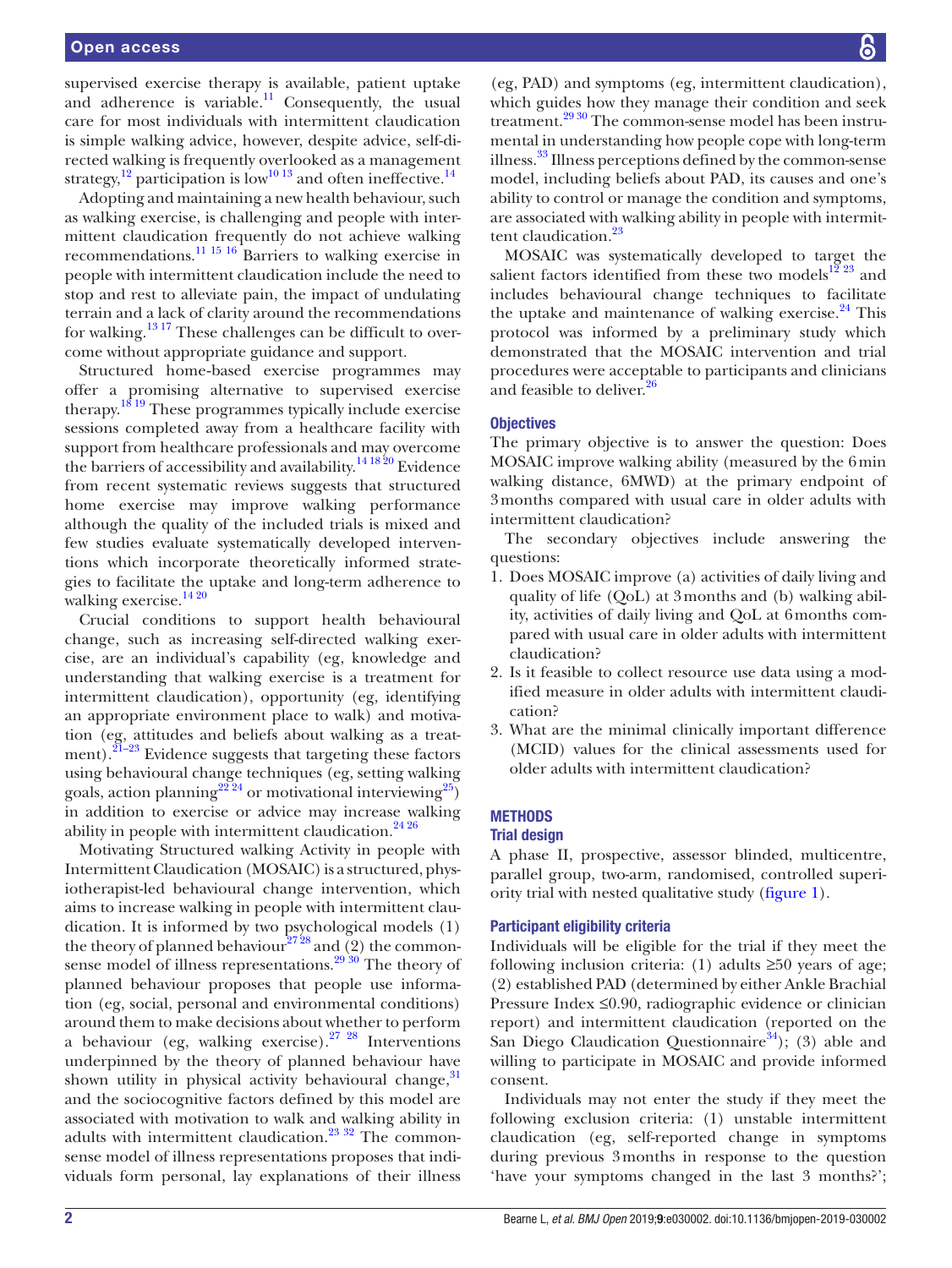supervised exercise therapy is available, patient uptake and adherence is variable.[11] Consequently, the usual care for most individuals with intermittent claudication is simple walking advice, however, despite advice, self-directed walking is frequently overlooked as a management strategy,[12] participation is low[10 13] and often ineffective.[14]

Adopting and maintaining a new health behaviour, such as walking exercise, is challenging and people with intermittent claudication frequently do not achieve walking recommendations.[11 15 16] Barriers to walking exercise in people with intermittent claudication include the need to stop and rest to alleviate pain, the impact of undulating terrain and a lack of clarity around the recommendations for walking.[13 17] These challenges can be difficult to overcome without appropriate guidance and support.

Structured home-based exercise programmes may offer a promising alternative to supervised exercise therapy.[18 19] These programmes typically include exercise sessions completed away from a healthcare facility with support from healthcare professionals and may overcome the barriers of accessibility and availability.[14 18 20] Evidence from recent systematic reviews suggests that structured home exercise may improve walking performance although the quality of the included trials is mixed and few studies evaluate systematically developed interventions which incorporate theoretically informed strategies to facilitate the uptake and long-term adherence to walking exercise.[14 20]

Crucial conditions to support health behavioural change, such as increasing self-directed walking exercise, are an individual's capability (eg, knowledge and understanding that walking exercise is a treatment for intermittent claudication), opportunity (eg, identifying an appropriate environment place to walk) and motivation (eg, attitudes and beliefs about walking as a treatment).[21–23] Evidence suggests that targeting these factors using behavioural change techniques (eg, setting walking goals, action planning[22 24] or motivational interviewing[25]) in addition to exercise or advice may increase walking ability in people with intermittent claudication.[24 26]

Motivating Structured walking Activity in people with Intermittent Claudication (MOSAIC) is a structured, physiotherapist-led behavioural change intervention, which aims to increase walking in people with intermittent claudication. It is informed by two psychological models (1) the theory of planned behaviour[27 28] and (2) the common-sense model of illness representations.[29 30] The theory of planned behaviour proposes that people use information (eg, social, personal and environmental conditions) around them to make decisions about whether to perform a behaviour (eg, walking exercise).[27 28] Interventions underpinned by the theory of planned behaviour have shown utility in physical activity behavioural change,[31] and the sociocognitive factors defined by this model are associated with motivation to walk and walking ability in adults with intermittent claudication.[23 32] The common-sense model of illness representations proposes that individuals form personal, lay explanations of their illness (eg, PAD) and symptoms (eg, intermittent claudication), which guides how they manage their condition and seek treatment.[29 30] The common-sense model has been instrumental in understanding how people cope with long-term illness.[33] Illness perceptions defined by the common-sense model, including beliefs about PAD, its causes and one's ability to control or manage the condition and symptoms, are associated with walking ability in people with intermittent claudication.[23]

MOSAIC was systematically developed to target the salient factors identified from these two models[12 23] and includes behavioural change techniques to facilitate the uptake and maintenance of walking exercise.[24] This protocol was informed by a preliminary study which demonstrated that the MOSAIC intervention and trial procedures were acceptable to participants and clinicians and feasible to deliver.[26]

### Objectives

The primary objective is to answer the question: Does MOSAIC improve walking ability (measured by the 6 min walking distance, 6MWD) at the primary endpoint of 3 months compared with usual care in older adults with intermittent claudication?

The secondary objectives include answering the questions:

1. Does MOSAIC improve (a) activities of daily living and quality of life (QoL) at 3 months and (b) walking ability, activities of daily living and QoL at 6 months compared with usual care in older adults with intermittent claudication?
2. Is it feasible to collect resource use data using a modified measure in older adults with intermittent claudication?
3. What are the minimal clinically important difference (MCID) values for the clinical assessments used for older adults with intermittent claudication?

## METHODS

### Trial design

A phase II, prospective, assessor blinded, multicentre, parallel group, two-arm, randomised, controlled superiority trial with nested qualitative study (figure 1).

### Participant eligibility criteria

Individuals will be eligible for the trial if they meet the following inclusion criteria: (1) adults ≥50 years of age; (2) established PAD (determined by either Ankle Brachial Pressure Index ≤0.90, radiographic evidence or clinician report) and intermittent claudication (reported on the San Diego Claudication Questionnaire[34]); (3) able and willing to participate in MOSAIC and provide informed consent.

Individuals may not enter the study if they meet the following exclusion criteria: (1) unstable intermittent claudication (eg, self-reported change in symptoms during previous 3 months in response to the question 'have your symptoms changed in the last 3 months?';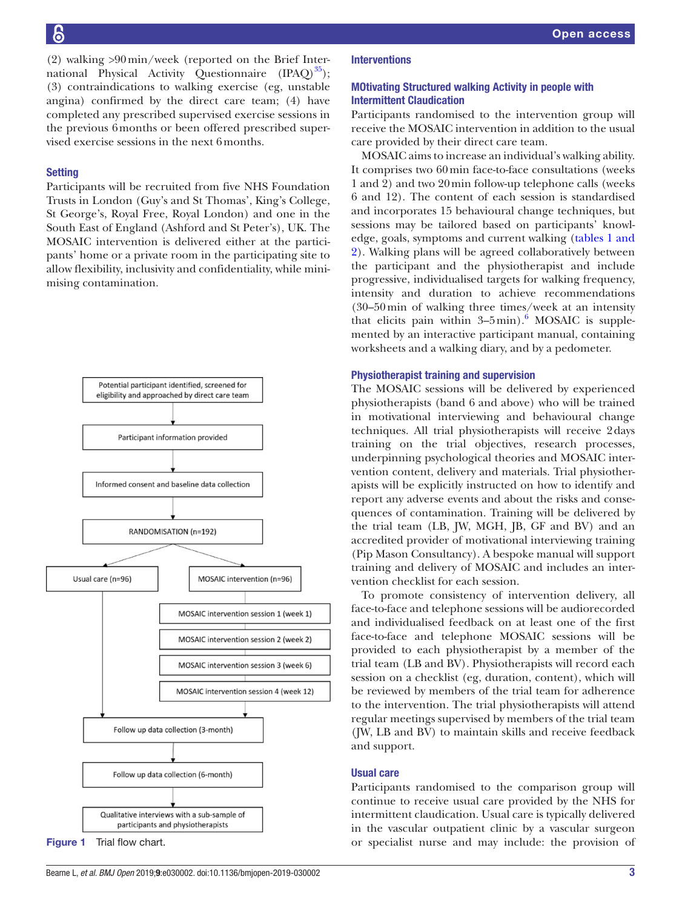(2) walking >90 min/week (reported on the Brief International Physical Activity Questionnaire (IPAQ)[35]); (3) contraindications to walking exercise (eg, unstable angina) confirmed by the direct care team; (4) have completed any prescribed supervised exercise sessions in the previous 6 months or been offered prescribed supervised exercise sessions in the next 6 months.

### Setting

Participants will be recruited from five NHS Foundation Trusts in London (Guy's and St Thomas', King's College, St George's, Royal Free, Royal London) and one in the South East of England (Ashford and St Peter's), UK. The MOSAIC intervention is delivered either at the participants' home or a private room in the participating site to allow flexibility, inclusivity and confidentiality, while minimising contamination.

Potential participant identified, screened for eligibility and approached by direct care team

↓

Participant information provided

↓

Informed consent and baseline data collection

↓

RANDOMISATION (n=192)

↓

Usual care (n=96) | MOSAIC intervention (n=96)

MOSAIC intervention session 1 (week 1)

MOSAIC intervention session 2 (week 2)

MOSAIC intervention session 3 (week 6)

MOSAIC intervention session 4 (week 12)

↓

Follow up data collection (3-month)

↓

Follow up data collection (6-month)

↓

Qualitative interviews with a sub-sample of participants and physiotherapists

**Figure 1** Trial flow chart.

### Interventions

#### MOtivating Structured walking Activity in people with Intermittent Claudication

Participants randomised to the intervention group will receive the MOSAIC intervention in addition to the usual care provided by their direct care team.

MOSAIC aims to increase an individual's walking ability. It comprises two 60 min face-to-face consultations (weeks 1 and 2) and two 20 min follow-up telephone calls (weeks 6 and 12). The content of each session is standardised and incorporates 15 behavioural change techniques, but sessions may be tailored based on participants' knowledge, goals, symptoms and current walking (tables 1 and 2). Walking plans will be agreed collaboratively between the participant and the physiotherapist and include progressive, individualised targets for walking frequency, intensity and duration to achieve recommendations (30–50 min of walking three times/week at an intensity that elicits pain within 3–5 min).[6] MOSAIC is supplemented by an interactive participant manual, containing worksheets and a walking diary, and by a pedometer.

#### Physiotherapist training and supervision

The MOSAIC sessions will be delivered by experienced physiotherapists (band 6 and above) who will be trained in motivational interviewing and behavioural change techniques. All trial physiotherapists will receive 2 days training on the trial objectives, research processes, underpinning psychological theories and MOSAIC intervention content, delivery and materials. Trial physiotherapists will be explicitly instructed on how to identify and report any adverse events and about the risks and consequences of contamination. Training will be delivered by the trial team (LB, JW, MGH, JB, GF and BV) and an accredited provider of motivational interviewing training (Pip Mason Consultancy). A bespoke manual will support training and delivery of MOSAIC and includes an intervention checklist for each session.

To promote consistency of intervention delivery, all face-to-face and telephone sessions will be audiorecorded and individualised feedback on at least one of the first face-to-face and telephone MOSAIC sessions will be provided to each physiotherapist by a member of the trial team (LB and BV). Physiotherapists will record each session on a checklist (eg, duration, content), which will be reviewed by members of the trial team for adherence to the intervention. The trial physiotherapists will attend regular meetings supervised by members of the trial team (JW, LB and BV) to maintain skills and receive feedback and support.

#### Usual care

Participants randomised to the comparison group will continue to receive usual care provided by the NHS for intermittent claudication. Usual care is typically delivered in the vascular outpatient clinic by a vascular surgeon or specialist nurse and may include: the provision of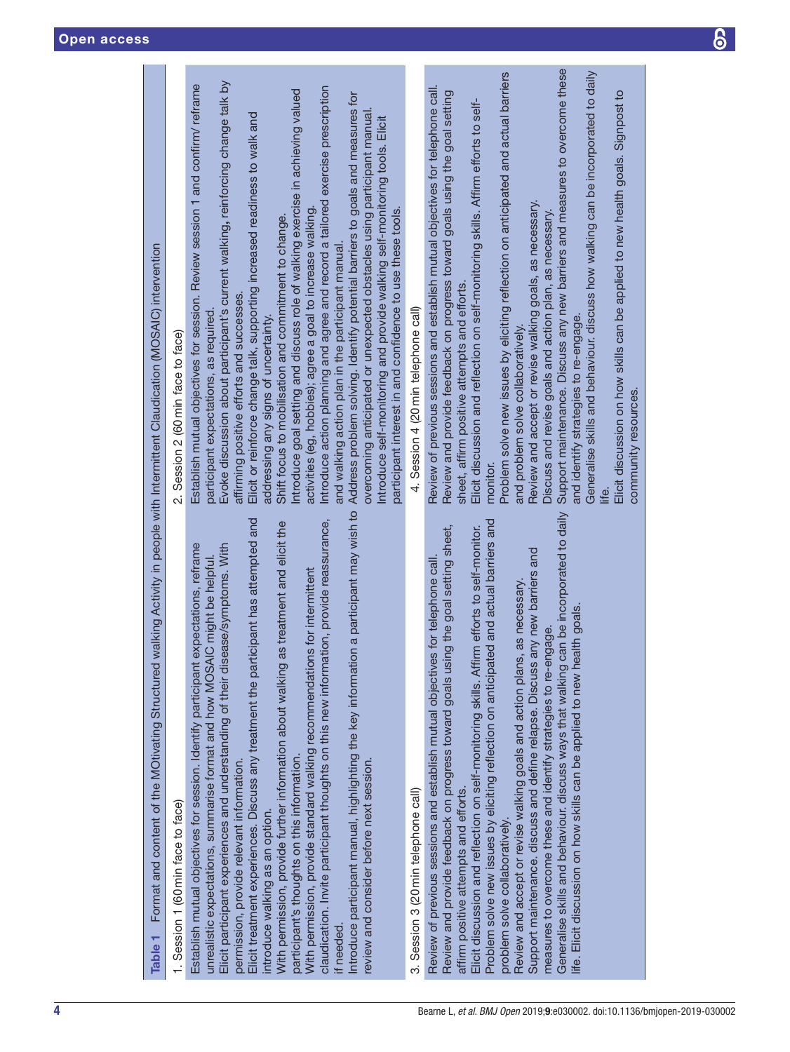**Table 1** Format and content of the MOtivating Structured walking Activity in people with Intermittent Claudication (MOSAIC) intervention

| 1. Session 1 (60 min face to face) | 2. Session 2 (60 min face to face) |
|---|---|
| Establish mutual objectives for session. Identify participant expectations, reframe unrealistic expectations, summarise format and how MOSAIC might be helpful.<br>Elicit participant experiences and understanding of their disease/symptoms. With permission, provide relevant information.<br>Elicit treatment experiences. Discuss any treatment the participant has attempted and introduce walking as an option.<br>With permission, provide further information about walking as treatment and elicit the participant's thoughts on this information.<br>With permission, provide standard walking recommendations for intermittent claudication. Invite participant thoughts on this new information, provide reassurance, if needed.<br>Introduce participant manual, highlighting the key information a participant may wish to review and consider before next session. | Establish mutual objectives for session. Review session 1 and confirm/ reframe participant expectations, as required.<br>Evoke discussion about participant's current walking, reinforcing change talk by affirming positive efforts and successes.<br>Elicit or reinforce change talk, supporting increased readiness to walk and addressing any signs of uncertainty.<br>Shift focus to mobilisation and commitment to change.<br>Introduce goal setting and discuss role of walking exercise in achieving valued activities (eg, hobbies); agree a goal to increase walking.<br>Introduce action planning and agree and record a tailored exercise prescription and walking action plan in the participant manual.<br>Address problem solving. Identify potential barriers to goals and measures for overcoming anticipated or unexpected obstacles using participant manual.<br>Introduce self-monitoring and provide walking self-monitoring tools. Elicit participant interest in and confidence to use these tools. |
| **3. Session 3 (20 min telephone call)** | **4. Session 4 (20 min telephone call)** |
| Review of previous sessions and establish mutual objectives for telephone call.<br>Review and provide feedback on progress toward goals using the goal setting sheet, affirm positive attempts and efforts.<br>Elicit discussion and reflection on self-monitoring skills. Affirm efforts to self-monitor.<br>Problem solve new issues by eliciting reflection on anticipated and actual barriers and problem solve collaboratively.<br>Review and accept or revise walking goals and action plans, as necessary.<br>Support maintenance. discuss and define relapse. Discuss any new barriers and measures to overcome these and identify strategies to re-engage.<br>Generalise skills and behaviour. discuss ways that walking can be incorporated to daily life. Elicit discussion on how skills can be applied to new health goals. | Review of previous sessions and establish mutual objectives for telephone call.<br>Review and provide feedback on progress toward goals using the goal setting sheet, affirm positive attempts and efforts.<br>Elicit discussion and reflection on self-monitoring skills. Affirm efforts to self-monitor.<br>Problem solve new issues by eliciting reflection on anticipated and actual barriers and problem solve collaboratively.<br>Review and accept or revise walking goals, as necessary.<br>Discuss and revise goals and action plan, as necessary.<br>Support maintenance. Discuss any new barriers and measures to overcome these and identify strategies to re-engage.<br>Generalise skills and behaviour. discuss how walking can be incorporated to daily life.<br>Elicit discussion on how skills can be applied to new health goals. Signpost to community resources. |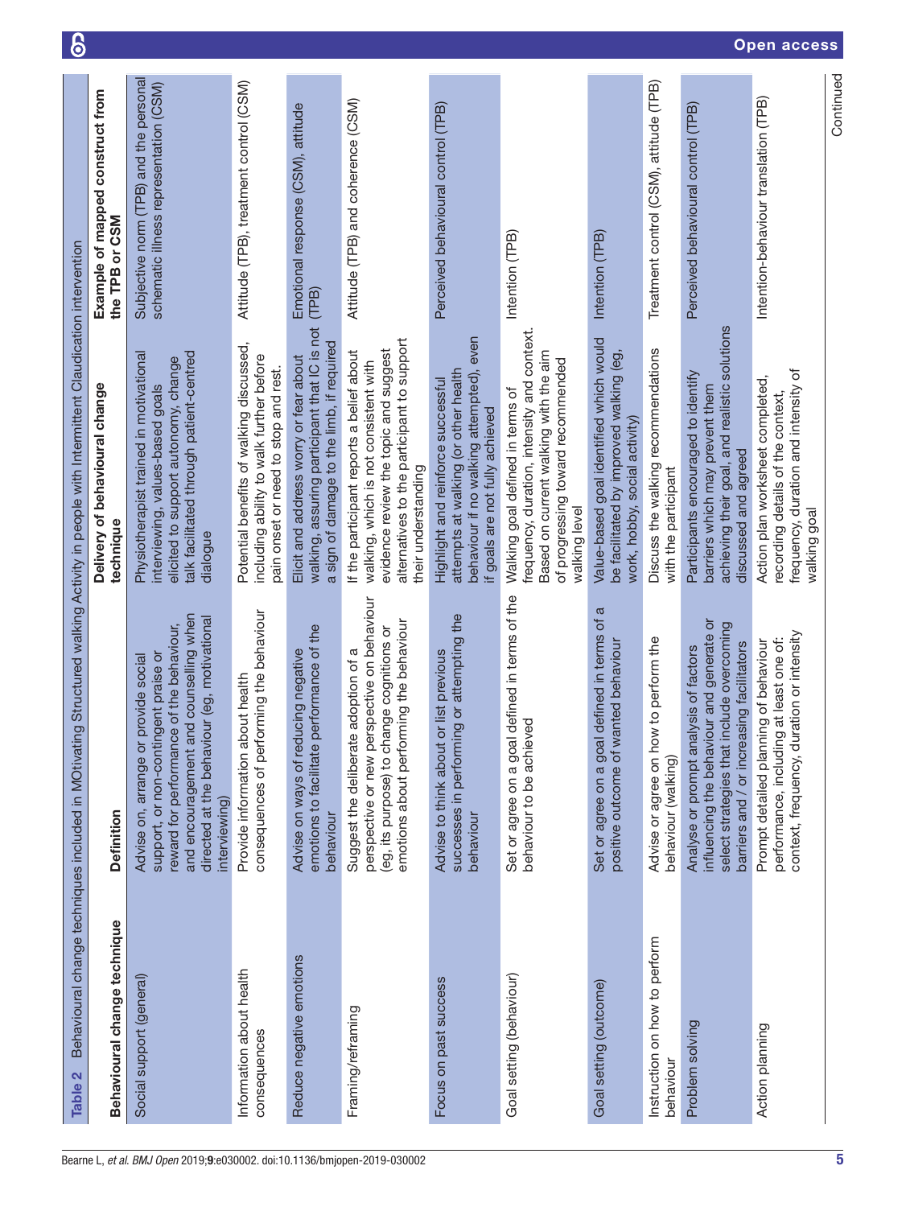**Table 2** Behavioural change techniques included in MOtivating Structured walking Activity in people with Intermittent Claudication intervention

| Behavioural change technique | Definition | Delivery of behavioural change technique | Example of mapped construct from the TPB or CSM |
|---|---|---|---|
| Social support (general) | Advise on, arrange or provide social support, or non-contingent praise or reward for performance of the behaviour, and encouragement and counselling when directed at the behaviour (eg, motivational interviewing) | Physiotherapist trained in motivational interviewing, values-based goals elicited to support autonomy, change talk facilitated through patient-centred dialogue | Subjective norm (TPB) and the personal schematic illness representation (CSM) |
| Information about health consequences | Provide information about health consequences of performing the behaviour | Potential benefits of walking discussed, including ability to walk further before pain onset or need to stop and rest. | Attitude (TPB), treatment control (CSM) |
| Reduce negative emotions | Advise on ways of reducing negative emotions to facilitate performance of the behaviour | Elicit and address worry or fear about walking, assuring participant that IC is not a sign of damage to the limb, if required | Emotional response (CSM), attitude (TPB) |
| Framing/reframing | Suggest the deliberate adoption of a perspective or new perspective on behaviour (eg, its purpose) to change cognitions or emotions about performing the behaviour | If the participant reports a belief about walking, which is not consistent with evidence review the topic and suggest alternatives to the participant to support their understanding | Attitude (TPB) and coherence (CSM) |
| Focus on past success | Advise to think about or list previous successes in performing or attempting the behaviour | Highlight and reinforce successful attempts at walking (or other health behaviour if no walking attempted), even if goals are not fully achieved | Perceived behavioural control (TPB) |
| Goal setting (behaviour) | Set or agree on a goal defined in terms of the behaviour to be achieved | Walking goal defined in terms of frequency, duration, intensity and context. Based on current walking with the aim of progressing toward recommended walking level | Intention (TPB) |
| Goal setting (outcome) | Set or agree on a goal defined in terms of a positive outcome of wanted behaviour | Value-based goal identified which would be facilitated by improved walking (eg, work, hobby, social activity) | Intention (TPB) |
| Instruction on how to perform behaviour | Advise or agree on how to perform the behaviour (walking) | Discuss the walking recommendations with the participant | Treatment control (CSM), attitude (TPB) |
| Problem solving | Analyse or prompt analysis of factors influencing the behaviour and generate or select strategies that include overcoming barriers and / or increasing facilitators | Participants encouraged to identify barriers which may prevent them achieving their goal, and realistic solutions discussed and agreed | Perceived behavioural control (TPB) |
| Action planning | Prompt detailed planning of behaviour performance, including at least one of: context, frequency, duration or intensity | Action plan worksheet completed, recording details of the context, frequency, duration and intensity of walking goal | Intention-behaviour translation (TPB) |

Continued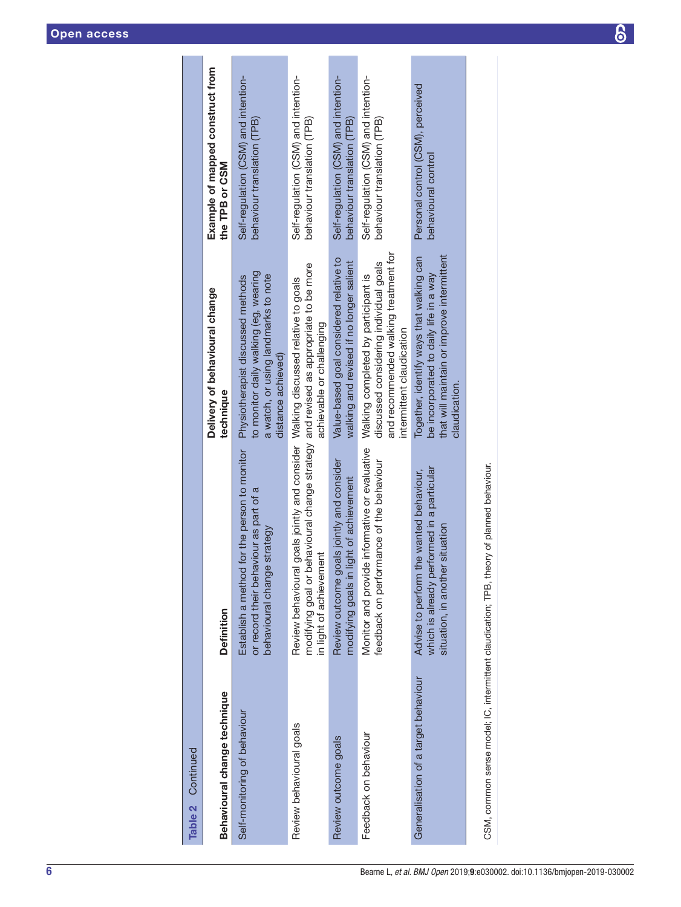**Table 2** Continued

| Behavioural change technique | Definition | Delivery of behavioural change technique | Example of mapped construct from the TPB or CSM |
|---|---|---|---|
| Self-monitoring of behaviour | Establish a method for the person to monitor or record their behaviour as part of a behavioural change strategy | Physiotherapist discussed methods to monitor daily walking (eg, wearing a watch, or using landmarks to note distance achieved) | Self-regulation (CSM) and intention-behaviour translation (TPB) |
| Review behavioural goals | Review behavioural goals jointly and consider modifying goal or behavioural change strategy in light of achievement | Walking discussed relative to goals and revised as appropriate to be more achievable or challenging | Self-regulation (CSM) and intention-behaviour translation (TPB) |
| Review outcome goals | Review outcome goals jointly and consider modifying goals in light of achievement | Value-based goal considered relative to walking and revised if no longer salient | Self-regulation (CSM) and intention-behaviour translation (TPB) |
| Feedback on behaviour | Monitor and provide informative or evaluative feedback on performance of the behaviour | Walking completed by participant is discussed considering individual goals and recommended walking treatment for intermittent claudication | Self-regulation (CSM) and intention-behaviour translation (TPB) |
| Generalisation of a target behaviour | Advise to perform the wanted behaviour, which is already performed in a particular situation, in another situation | Together, identify ways that walking can be incorporated to daily life in a way that will maintain or improve intermittent claudication. | Personal control (CSM), perceived behavioural control |

CSM, common sense model; IC, intermittent claudication; TPB, theory of planned behaviour.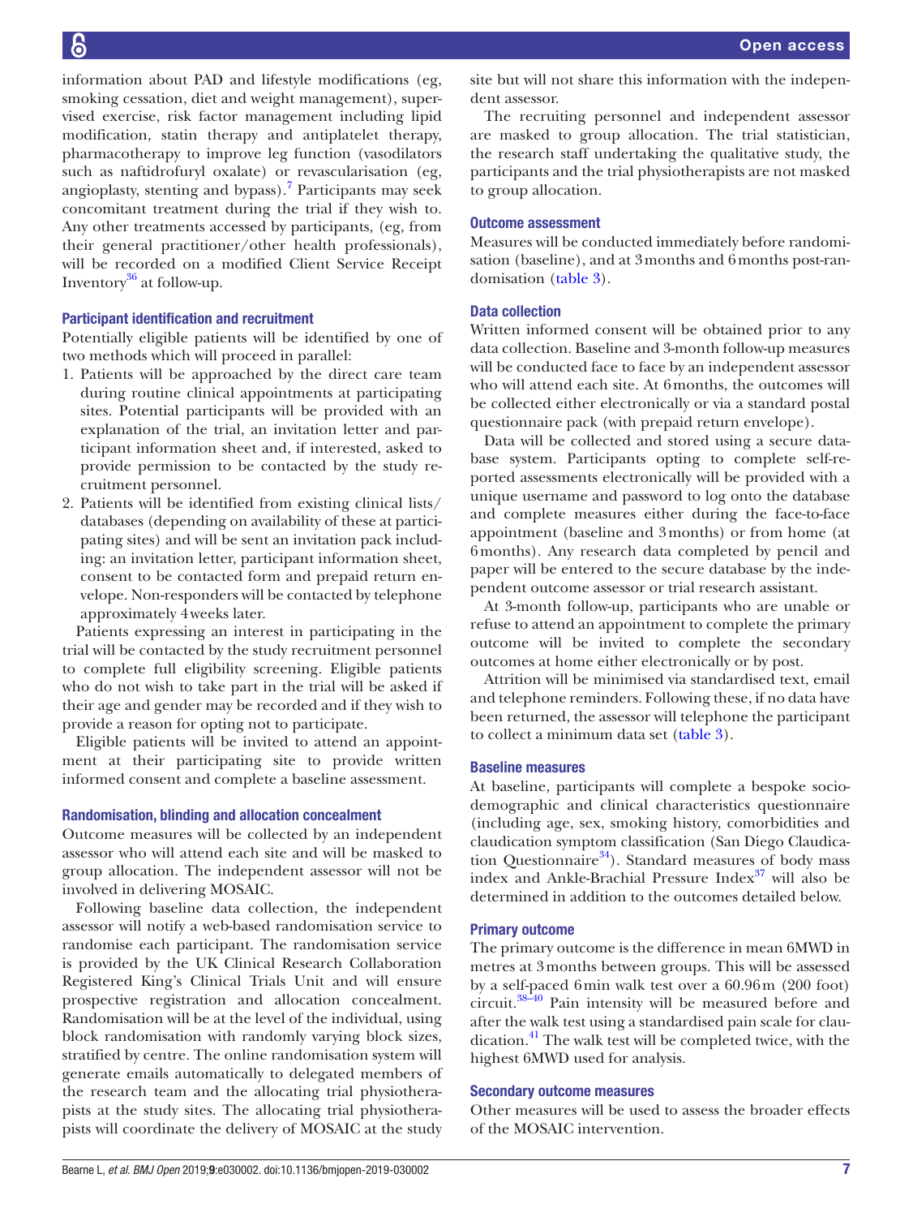information about PAD and lifestyle modifications (eg, smoking cessation, diet and weight management), supervised exercise, risk factor management including lipid modification, statin therapy and antiplatelet therapy, pharmacotherapy to improve leg function (vasodilators such as naftidrofuryl oxalate) or revascularisation (eg, angioplasty, stenting and bypass).[7] Participants may seek concomitant treatment during the trial if they wish to. Any other treatments accessed by participants, (eg, from their general practitioner/other health professionals), will be recorded on a modified Client Service Receipt Inventory[36] at follow-up.

### Participant identification and recruitment

Potentially eligible patients will be identified by one of two methods which will proceed in parallel:

1. Patients will be approached by the direct care team during routine clinical appointments at participating sites. Potential participants will be provided with an explanation of the trial, an invitation letter and participant information sheet and, if interested, asked to provide permission to be contacted by the study recruitment personnel.
2. Patients will be identified from existing clinical lists/databases (depending on availability of these at participating sites) and will be sent an invitation pack including: an invitation letter, participant information sheet, consent to be contacted form and prepaid return envelope. Non-responders will be contacted by telephone approximately 4 weeks later.

Patients expressing an interest in participating in the trial will be contacted by the study recruitment personnel to complete full eligibility screening. Eligible patients who do not wish to take part in the trial will be asked if their age and gender may be recorded and if they wish to provide a reason for opting not to participate.

Eligible patients will be invited to attend an appointment at their participating site to provide written informed consent and complete a baseline assessment.

### Randomisation, blinding and allocation concealment

Outcome measures will be collected by an independent assessor who will attend each site and will be masked to group allocation. The independent assessor will not be involved in delivering MOSAIC.

Following baseline data collection, the independent assessor will notify a web-based randomisation service to randomise each participant. The randomisation service is provided by the UK Clinical Research Collaboration Registered King's Clinical Trials Unit and will ensure prospective registration and allocation concealment. Randomisation will be at the level of the individual, using block randomisation with randomly varying block sizes, stratified by centre. The online randomisation system will generate emails automatically to delegated members of the research team and the allocating trial physiotherapists at the study sites. The allocating trial physiotherapists will coordinate the delivery of MOSAIC at the study site but will not share this information with the independent assessor.

The recruiting personnel and independent assessor are masked to group allocation. The trial statistician, the research staff undertaking the qualitative study, the participants and the trial physiotherapists are not masked to group allocation.

### Outcome assessment

Measures will be conducted immediately before randomisation (baseline), and at 3 months and 6 months post-randomisation (table 3).

### Data collection

Written informed consent will be obtained prior to any data collection. Baseline and 3-month follow-up measures will be conducted face to face by an independent assessor who will attend each site. At 6 months, the outcomes will be collected either electronically or via a standard postal questionnaire pack (with prepaid return envelope).

Data will be collected and stored using a secure database system. Participants opting to complete self-reported assessments electronically will be provided with a unique username and password to log onto the database and complete measures either during the face-to-face appointment (baseline and 3 months) or from home (at 6 months). Any research data completed by pencil and paper will be entered to the secure database by the independent outcome assessor or trial research assistant.

At 3-month follow-up, participants who are unable or refuse to attend an appointment to complete the primary outcome will be invited to complete the secondary outcomes at home either electronically or by post.

Attrition will be minimised via standardised text, email and telephone reminders. Following these, if no data have been returned, the assessor will telephone the participant to collect a minimum data set (table 3).

### Baseline measures

At baseline, participants will complete a bespoke sociodemographic and clinical characteristics questionnaire (including age, sex, smoking history, comorbidities and claudication symptom classification (San Diego Claudication Questionnaire[34]). Standard measures of body mass index and Ankle-Brachial Pressure Index[37] will also be determined in addition to the outcomes detailed below.

### Primary outcome

The primary outcome is the difference in mean 6MWD in metres at 3 months between groups. This will be assessed by a self-paced 6 min walk test over a 60.96 m (200 foot) circuit.[38–40] Pain intensity will be measured before and after the walk test using a standardised pain scale for claudication.[41] The walk test will be completed twice, with the highest 6MWD used for analysis.

### Secondary outcome measures

Other measures will be used to assess the broader effects of the MOSAIC intervention.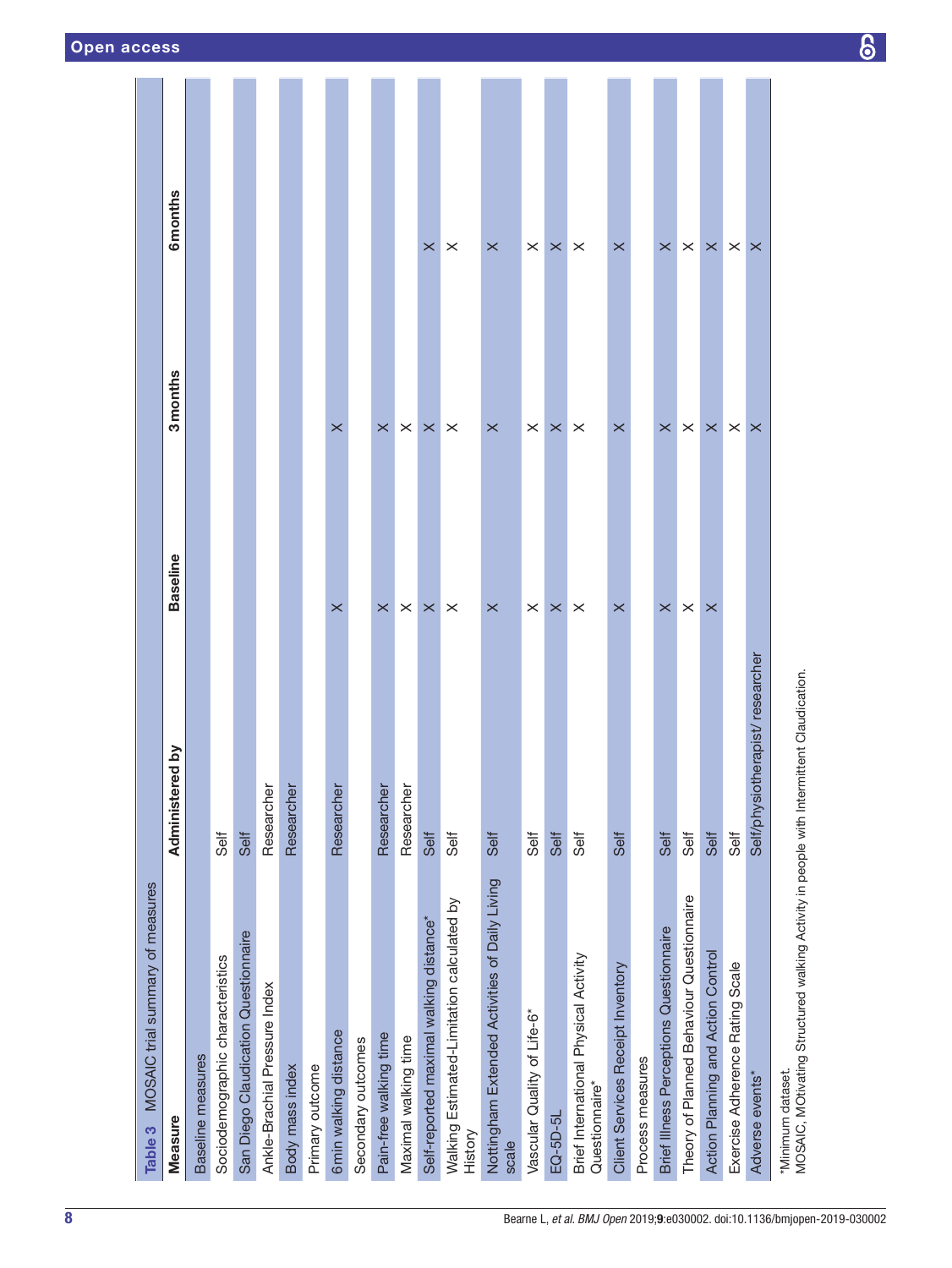**Table 3** MOSAIC trial summary of measures

| Measure | Administered by | Baseline | 3 months | 6 months |
|---|---|---|---|---|
| Baseline measures | | | | |
| Sociodemographic characteristics | Self | | | |
| San Diego Claudication Questionnaire | Self | | | |
| Ankle-Brachial Pressure Index | Researcher | | | |
| Body mass index | Researcher | | | |
| Primary outcome | | | | |
| 6 min walking distance | Researcher | × | × | |
| Secondary outcomes | | | | |
| Pain-free walking time | Researcher | × | × | |
| Maximal walking time | Researcher | × | × | |
| Self-reported maximal walking distance* | Self | × | × | × |
| Walking Estimated-Limitation calculated by History | Self | × | × | × |
| Nottingham Extended Activities of Daily Living scale | Self | × | × | × |
| Vascular Quality of Life-6* | Self | × | × | × |
| EQ-5D-5L | Self | × | × | × |
| Brief International Physical Activity Questionnaire* | Self | × | × | × |
| Client Services Receipt Inventory | Self | × | × | × |
| Process measures | | | | |
| Brief Illness Perceptions Questionnaire | Self | × | × | × |
| Theory of Planned Behaviour Questionnaire | Self | × | × | × |
| Action Planning and Action Control | Self | × | × | × |
| Exercise Adherence Rating Scale | Self | | × | × |
| Adverse events* | Self/physiotherapist/researcher | | × | × |

*Minimum dataset.
MOSAIC, MOtivating Structured walking Activity in people with Intermittent Claudication.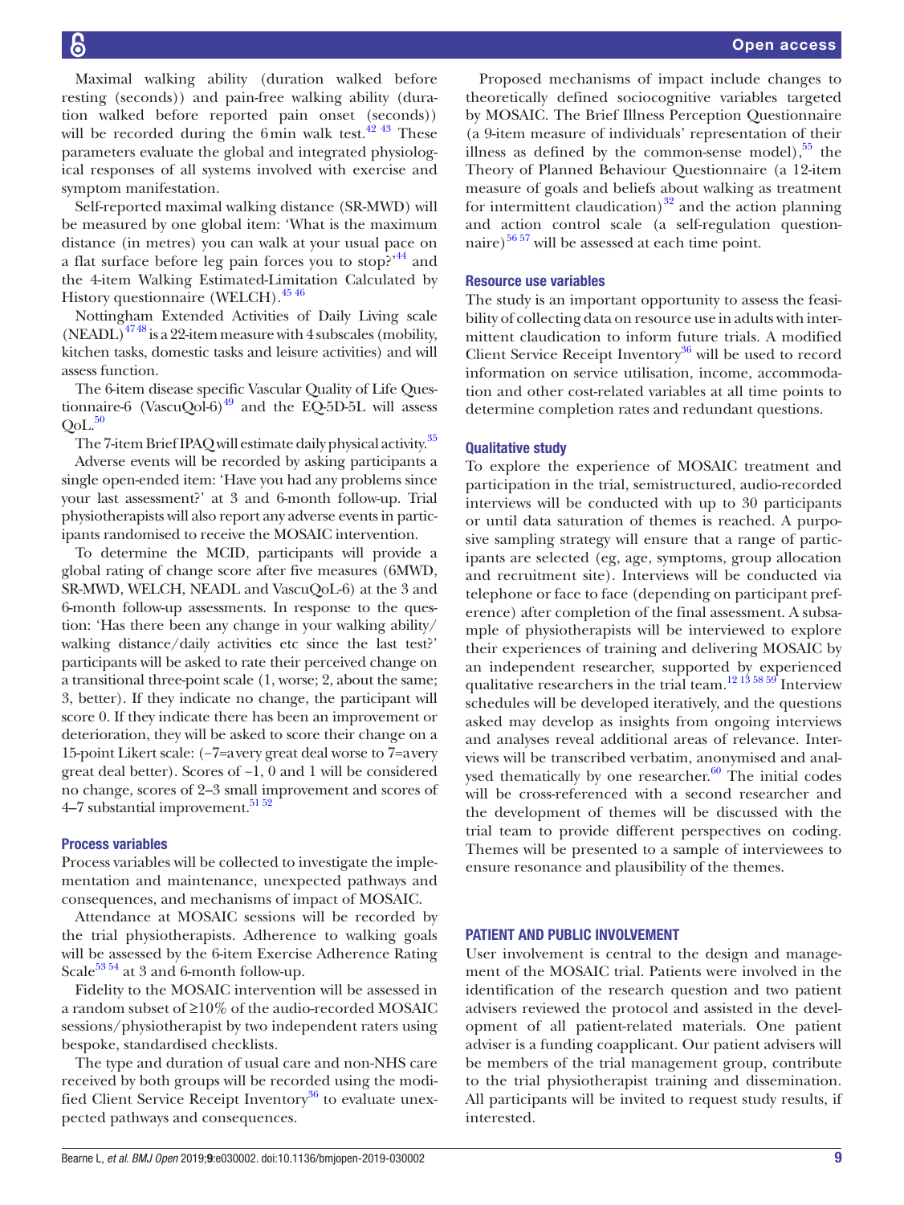Maximal walking ability (duration walked before resting (seconds)) and pain-free walking ability (duration walked before reported pain onset (seconds)) will be recorded during the 6 min walk test.[42,43] These parameters evaluate the global and integrated physiological responses of all systems involved with exercise and symptom manifestation.

Self-reported maximal walking distance (SR-MWD) will be measured by one global item: 'What is the maximum distance (in metres) you can walk at your usual pace on a flat surface before leg pain forces you to stop?'[44] and the 4-item Walking Estimated-Limitation Calculated by History questionnaire (WELCH).[45,46]

Nottingham Extended Activities of Daily Living scale (NEADL)[47,48] is a 22-item measure with 4 subscales (mobility, kitchen tasks, domestic tasks and leisure activities) and will assess function.

The 6-item disease specific Vascular Quality of Life Questionnaire-6 (VascuQol-6)[49] and the EQ-5D-5L will assess QoL.[50]

The 7-item Brief IPAQ will estimate daily physical activity.[35]

Adverse events will be recorded by asking participants a single open-ended item: 'Have you had any problems since your last assessment?' at 3 and 6-month follow-up. Trial physiotherapists will also report any adverse events in participants randomised to receive the MOSAIC intervention.

To determine the MCID, participants will provide a global rating of change score after five measures (6MWD, SR-MWD, WELCH, NEADL and VascuQoL-6) at the 3 and 6-month follow-up assessments. In response to the question: 'Has there been any change in your walking ability/walking distance/daily activities etc since the last test?' participants will be asked to rate their perceived change on a transitional three-point scale (1, worse; 2, about the same; 3, better). If they indicate no change, the participant will score 0. If they indicate there has been an improvement or deterioration, they will be asked to score their change on a 15-point Likert scale: (−7=a very great deal worse to 7=a very great deal better). Scores of −1, 0 and 1 will be considered no change, scores of 2–3 small improvement and scores of 4–7 substantial improvement.[51,52]

### Process variables

Process variables will be collected to investigate the implementation and maintenance, unexpected pathways and consequences, and mechanisms of impact of MOSAIC.

Attendance at MOSAIC sessions will be recorded by the trial physiotherapists. Adherence to walking goals will be assessed by the 6-item Exercise Adherence Rating Scale[53,54] at 3 and 6-month follow-up.

Fidelity to the MOSAIC intervention will be assessed in a random subset of ≥10% of the audio-recorded MOSAIC sessions/physiotherapist by two independent raters using bespoke, standardised checklists.

The type and duration of usual care and non-NHS care received by both groups will be recorded using the modified Client Service Receipt Inventory[36] to evaluate unexpected pathways and consequences.

Proposed mechanisms of impact include changes to theoretically defined sociocognitive variables targeted by MOSAIC. The Brief Illness Perception Questionnaire (a 9-item measure of individuals' representation of their illness as defined by the common-sense model),[55] the Theory of Planned Behaviour Questionnaire (a 12-item measure of goals and beliefs about walking as treatment for intermittent claudication)[32] and the action planning and action control scale (a self-regulation questionnaire)[56,57] will be assessed at each time point.

### Resource use variables

The study is an important opportunity to assess the feasibility of collecting data on resource use in adults with intermittent claudication to inform future trials. A modified Client Service Receipt Inventory[36] will be used to record information on service utilisation, income, accommodation and other cost-related variables at all time points to determine completion rates and redundant questions.

### Qualitative study

To explore the experience of MOSAIC treatment and participation in the trial, semistructured, audio-recorded interviews will be conducted with up to 30 participants or until data saturation of themes is reached. A purposive sampling strategy will ensure that a range of participants are selected (eg, age, symptoms, group allocation and recruitment site). Interviews will be conducted via telephone or face to face (depending on participant preference) after completion of the final assessment. A subsample of physiotherapists will be interviewed to explore their experiences of training and delivering MOSAIC by an independent researcher, supported by experienced qualitative researchers in the trial team.[12,13,58,59] Interview schedules will be developed iteratively, and the questions asked may develop as insights from ongoing interviews and analyses reveal additional areas of relevance. Interviews will be transcribed verbatim, anonymised and analysed thematically by one researcher.[60] The initial codes will be cross-referenced with a second researcher and the development of themes will be discussed with the trial team to provide different perspectives on coding. Themes will be presented to a sample of interviewees to ensure resonance and plausibility of the themes.

## PATIENT AND PUBLIC INVOLVEMENT

User involvement is central to the design and management of the MOSAIC trial. Patients were involved in the identification of the research question and two patient advisers reviewed the protocol and assisted in the development of all patient-related materials. One patient adviser is a funding coapplicant. Our patient advisers will be members of the trial management group, contribute to the trial physiotherapist training and dissemination. All participants will be invited to request study results, if interested.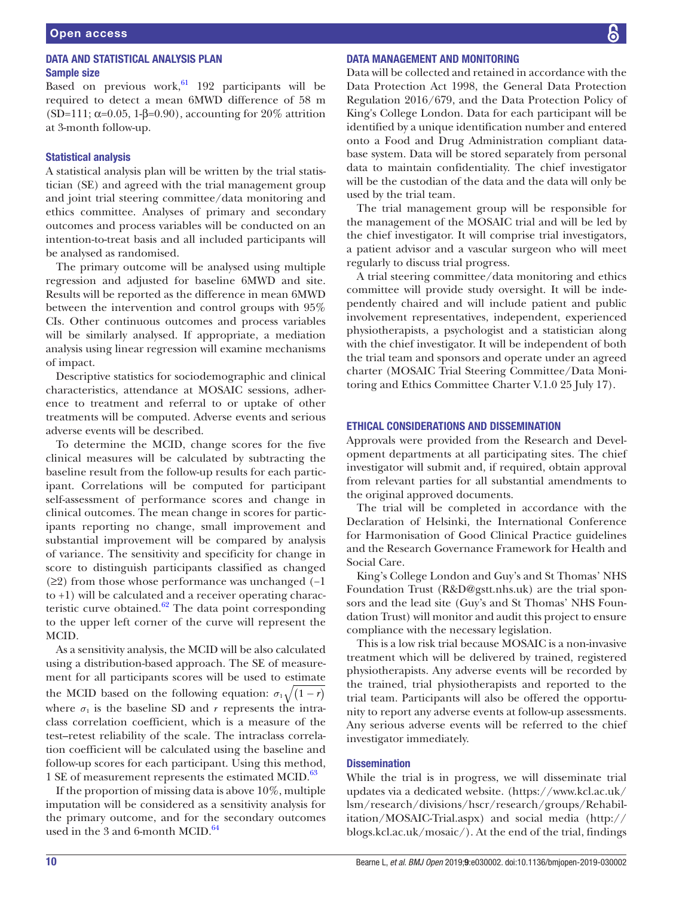## DATA AND STATISTICAL ANALYSIS PLAN

### Sample size

Based on previous work,[61] 192 participants will be required to detect a mean 6MWD difference of 58 m (SD=111; $\alpha$=0.05, 1-$\beta$=0.90), accounting for 20% attrition at 3-month follow-up.

### Statistical analysis

A statistical analysis plan will be written by the trial statistician (SE) and agreed with the trial management group and joint trial steering committee/data monitoring and ethics committee. Analyses of primary and secondary outcomes and process variables will be conducted on an intention-to-treat basis and all included participants will be analysed as randomised.

The primary outcome will be analysed using multiple regression and adjusted for baseline 6MWD and site. Results will be reported as the difference in mean 6MWD between the intervention and control groups with 95% CIs. Other continuous outcomes and process variables will be similarly analysed. If appropriate, a mediation analysis using linear regression will examine mechanisms of impact.

Descriptive statistics for sociodemographic and clinical characteristics, attendance at MOSAIC sessions, adherence to treatment and referral to or uptake of other treatments will be computed. Adverse events and serious adverse events will be described.

To determine the MCID, change scores for the five clinical measures will be calculated by subtracting the baseline result from the follow-up results for each participant. Correlations will be computed for participant self-assessment of performance scores and change in clinical outcomes. The mean change in scores for participants reporting no change, small improvement and substantial improvement will be compared by analysis of variance. The sensitivity and specificity for change in score to distinguish participants classified as changed (≥2) from those whose performance was unchanged (−1 to +1) will be calculated and a receiver operating characteristic curve obtained.[62] The data point corresponding to the upper left corner of the curve will represent the MCID.

As a sensitivity analysis, the MCID will be also calculated using a distribution-based approach. The SE of measurement for all participants scores will be used to estimate the MCID based on the following equation: $\sigma_1\sqrt{(1-r)}$ where $\sigma_1$ is the baseline SD and $r$ represents the intraclass correlation coefficient, which is a measure of the test–retest reliability of the scale. The intraclass correlation coefficient will be calculated using the baseline and follow-up scores for each participant. Using this method, 1 SE of measurement represents the estimated MCID.[63]

If the proportion of missing data is above 10%, multiple imputation will be considered as a sensitivity analysis for the primary outcome, and for the secondary outcomes used in the 3 and 6-month MCID.[64]

## DATA MANAGEMENT AND MONITORING

Data will be collected and retained in accordance with the Data Protection Act 1998, the General Data Protection Regulation 2016/679, and the Data Protection Policy of King's College London. Data for each participant will be identified by a unique identification number and entered onto a Food and Drug Administration compliant database system. Data will be stored separately from personal data to maintain confidentiality. The chief investigator will be the custodian of the data and the data will only be used by the trial team.

The trial management group will be responsible for the management of the MOSAIC trial and will be led by the chief investigator. It will comprise trial investigators, a patient advisor and a vascular surgeon who will meet regularly to discuss trial progress.

A trial steering committee/data monitoring and ethics committee will provide study oversight. It will be independently chaired and will include patient and public involvement representatives, independent, experienced physiotherapists, a psychologist and a statistician along with the chief investigator. It will be independent of both the trial team and sponsors and operate under an agreed charter (MOSAIC Trial Steering Committee/Data Monitoring and Ethics Committee Charter V.1.0 25 July 17).

## ETHICAL CONSIDERATIONS AND DISSEMINATION

Approvals were provided from the Research and Development departments at all participating sites. The chief investigator will submit and, if required, obtain approval from relevant parties for all substantial amendments to the original approved documents.

The trial will be completed in accordance with the Declaration of Helsinki, the International Conference for Harmonisation of Good Clinical Practice guidelines and the Research Governance Framework for Health and Social Care.

King's College London and Guy's and St Thomas' NHS Foundation Trust (R&D@gstt.nhs.uk) are the trial sponsors and the lead site (Guy's and St Thomas' NHS Foundation Trust) will monitor and audit this project to ensure compliance with the necessary legislation.

This is a low risk trial because MOSAIC is a non-invasive treatment which will be delivered by trained, registered physiotherapists. Any adverse events will be recorded by the trained, trial physiotherapists and reported to the trial team. Participants will also be offered the opportunity to report any adverse events at follow-up assessments. Any serious adverse events will be referred to the chief investigator immediately.

### Dissemination

While the trial is in progress, we will disseminate trial updates via a dedicated website. (https://www.kcl.ac.uk/lsm/research/divisions/hscr/research/groups/Rehabilitation/MOSAIC-Trial.aspx) and social media (http://blogs.kcl.ac.uk/mosaic/). At the end of the trial, findings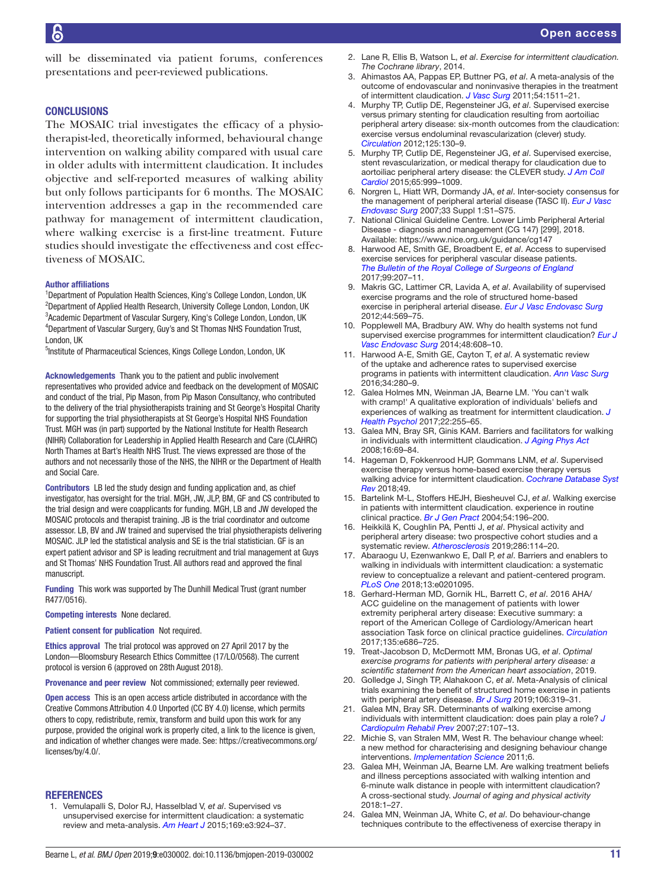will be disseminated via patient forums, conferences presentations and peer-reviewed publications.

## CONCLUSIONS

The MOSAIC trial investigates the efficacy of a physiotherapist-led, theoretically informed, behavioural change intervention on walking ability compared with usual care in older adults with intermittent claudication. It includes objective and self-reported measures of walking ability but only follows participants for 6 months. The MOSAIC intervention addresses a gap in the recommended care pathway for management of intermittent claudication, where walking exercise is a first-line treatment. Future studies should investigate the effectiveness and cost effectiveness of MOSAIC.

#### Author affiliations

[1]Department of Population Health Sciences, King's College London, London, UK
[2]Department of Applied Health Research, University College London, London, UK
[3]Academic Department of Vascular Surgery, King's College London, London, UK
[4]Department of Vascular Surgery, Guy's and St Thomas NHS Foundation Trust, London, UK
[5]Institute of Pharmaceutical Sciences, Kings College London, London, UK

**Acknowledgements** Thank you to the patient and public involvement representatives who provided advice and feedback on the development of MOSAIC and conduct of the trial, Pip Mason, from Pip Mason Consultancy, who contributed to the delivery of the trial physiotherapists training and St George's Hospital Charity for supporting the trial physiotherapists at St George's Hospital NHS Foundation Trust. MGH was (in part) supported by the National Institute for Health Research (NIHR) Collaboration for Leadership in Applied Health Research and Care (CLAHRC) North Thames at Bart's Health NHS Trust. The views expressed are those of the authors and not necessarily those of the NHS, the NIHR or the Department of Health and Social Care.

**Contributors** LB led the study design and funding application and, as chief investigator, has oversight for the trial. MGH, JW, JLP, BM, GF and CS contributed to the trial design and were coapplicants for funding. MGH, LB and JW developed the MOSAIC protocols and therapist training. JB is the trial coordinator and outcome assessor. LB, BV and JW trained and supervised the trial physiotherapists delivering MOSAIC. JLP led the statistical analysis and SE is the trial statistician. GF is an expert patient advisor and SP is leading recruitment and trial management at Guys and St Thomas' NHS Foundation Trust. All authors read and approved the final manuscript.

**Funding** This work was supported by The Dunhill Medical Trust (grant number R477/0516).

**Competing interests** None declared.

**Patient consent for publication** Not required.

**Ethics approval** The trial protocol was approved on 27 April 2017 by the London—Bloomsbury Research Ethics Committee (17/LO/0568). The current protocol is version 6 (approved on 28th August 2018).

**Provenance and peer review** Not commissioned; externally peer reviewed.

**Open access** This is an open access article distributed in accordance with the Creative Commons Attribution 4.0 Unported (CC BY 4.0) license, which permits others to copy, redistribute, remix, transform and build upon this work for any purpose, provided the original work is properly cited, a link to the licence is given, and indication of whether changes were made. See: https://creativecommons.org/licenses/by/4.0/.

## REFERENCES

1. Vemulapalli S, Dolor RJ, Hasselblad V, *et al*. Supervised vs unsupervised exercise for intermittent claudication: a systematic review and meta-analysis. *Am Heart J* 2015;169:e3:924–37.
2. Lane R, Ellis B, Watson L, *et al*. *Exercise for intermittent claudication. The Cochrane library*, 2014.
3. Ahimastos AA, Pappas EP, Buttner PG, *et al*. A meta-analysis of the outcome of endovascular and noninvasive therapies in the treatment of intermittent claudication. *J Vasc Surg* 2011;54:1511–21.
4. Murphy TP, Cutlip DE, Regensteiner JG, *et al*. Supervised exercise versus primary stenting for claudication resulting from aortoiliac peripheral artery disease: six-month outcomes from the claudication: exercise versus endoluminal revascularization (clever) study. *Circulation* 2012;125:130–9.
5. Murphy TP, Cutlip DE, Regensteiner JG, *et al*. Supervised exercise, stent revascularization, or medical therapy for claudication due to aortoiliac peripheral artery disease: the CLEVER study. *J Am Coll Cardiol* 2015;65:999–1009.
6. Norgren L, Hiatt WR, Dormandy JA, *et al*. Inter-society consensus for the management of peripheral arterial disease (TASC II). *Eur J Vasc Endovasc Surg* 2007;33 Suppl 1:S1–S75.
7. National Clinical Guideline Centre. Lower Limb Peripheral Arterial Disease - diagnosis and management (CG 147) [299], 2018. Available: https://www.nice.org.uk/guidance/cg147
8. Harwood AE, Smith GE, Broadbent E, *et al*. Access to supervised exercise services for peripheral vascular disease patients. *The Bulletin of the Royal College of Surgeons of England* 2017;99:207–11.
9. Makris GC, Lattimer CR, Lavida A, *et al*. Availability of supervised exercise programs and the role of structured home-based exercise in peripheral arterial disease. *Eur J Vasc Endovasc Surg* 2012;44:569–75.
10. Popplewell MA, Bradbury AW. Why do health systems not fund supervised exercise programmes for intermittent claudication? *Eur J Vasc Endovasc Surg* 2014;48:608–10.
11. Harwood A-E, Smith GE, Cayton T, *et al*. A systematic review of the uptake and adherence rates to supervised exercise programs in patients with intermittent claudication. *Ann Vasc Surg* 2016;34:280–9.
12. Galea Holmes MN, Weinman JA, Bearne LM. 'You can't walk with cramp!' A qualitative exploration of individuals' beliefs and experiences of walking as treatment for intermittent claudication. *J Health Psychol* 2017;22:255–65.
13. Galea MN, Bray SR, Ginis KAM. Barriers and facilitators for walking in individuals with intermittent claudication. *J Aging Phys Act* 2008;16:69–84.
14. Hageman D, Fokkenrood HJP, Gommans LNM, *et al*. Supervised exercise therapy versus home-based exercise therapy versus walking advice for intermittent claudication. *Cochrane Database Syst Rev* 2018;49.
15. Bartelink M-L, Stoffers HEJH, Biesheuvel CJ, *et al*. Walking exercise in patients with intermittent claudication. experience in routine clinical practice. *Br J Gen Pract* 2004;54:196–200.
16. Heikkilä K, Coughlin PA, Pentti J, *et al*. Physical activity and peripheral artery disease: two prospective cohort studies and a systematic review. *Atherosclerosis* 2019;286:114–20.
17. Abaraogu U, Ezenwankwo E, Dall P, *et al*. Barriers and enablers to walking in individuals with intermittent claudication: a systematic review to conceptualize a relevant and patient-centered program. *PLoS One* 2018;13:e0201095.
18. Gerhard-Herman MD, Gornik HL, Barrett C, *et al*. 2016 AHA/ACC guideline on the management of patients with lower extremity peripheral artery disease: Executive summary: a report of the American College of Cardiology/American heart association Task force on clinical practice guidelines. *Circulation* 2017;135:e686–725.
19. Treat-Jacobson D, McDermott MM, Bronas UG, *et al*. *Optimal exercise programs for patients with peripheral artery disease: a scientific statement from the American heart association*, 2019.
20. Golledge J, Singh TP, Alahakoon C, *et al*. Meta-Analysis of clinical trials examining the benefit of structured home exercise in patients with peripheral artery disease. *Br J Surg* 2019;106:319–31.
21. Galea MN, Bray SR. Determinants of walking exercise among individuals with intermittent claudication: does pain play a role? *J Cardiopulm Rehabil Prev* 2007;27:107–13.
22. Michie S, van Stralen MM, West R. The behaviour change wheel: a new method for characterising and designing behaviour change interventions. *Implementation Science* 2011;6.
23. Galea MH, Weinman JA, Bearne LM. Are walking treatment beliefs and illness perceptions associated with walking intention and 6-minute walk distance in people with intermittent claudication? A cross-sectional study. *Journal of aging and physical activity* 2018:1–27.
24. Galea MN, Weinman JA, White C, *et al*. Do behaviour-change techniques contribute to the effectiveness of exercise therapy in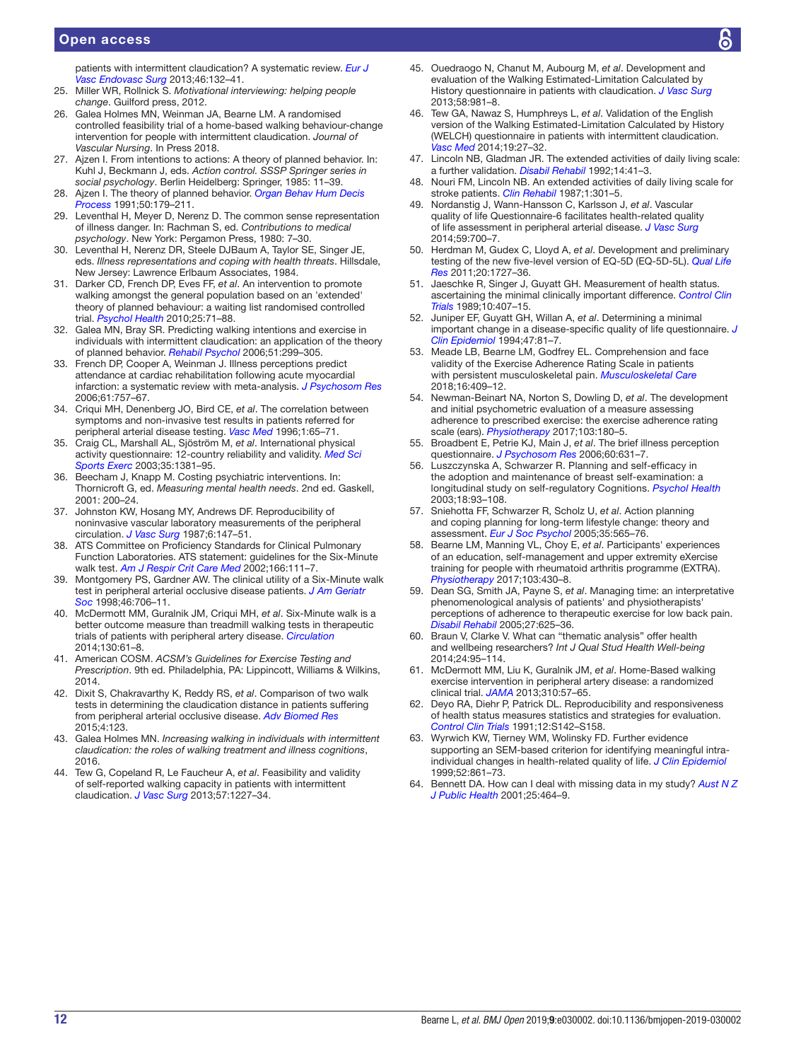patients with intermittent claudication? A systematic review. *Eur J Vasc Endovasc Surg* 2013;46:132–41.

25. Miller WR, Rollnick S. *Motivational interviewing: helping people change*. Guilford press, 2012.
26. Galea Holmes MN, Weinman JA, Bearne LM. A randomised controlled feasibility trial of a home-based walking behaviour-change intervention for people with intermittent claudication. *Journal of Vascular Nursing*. In Press 2018.
27. Ajzen I. From intentions to actions: A theory of planned behavior. In: Kuhl J, Beckmann J, eds. *Action control. SSSP Springer series in social psychology*. Berlin Heidelberg: Springer, 1985: 11–39.
28. Ajzen I. The theory of planned behavior. *Organ Behav Hum Decis Process* 1991;50:179–211.
29. Leventhal H, Meyer D, Nerenz D. The common sense representation of illness danger. In: Rachman S, ed. *Contributions to medical psychology*. New York: Pergamon Press, 1980: 7–30.
30. Leventhal H, Nerenz DR, Steele DJBaum A, Taylor SE, Singer JE, eds. *Illness representations and coping with health threats*. Hillsdale, New Jersey: Lawrence Erlbaum Associates, 1984.
31. Darker CD, French DP, Eves FF, *et al*. An intervention to promote walking amongst the general population based on an 'extended' theory of planned behaviour: a waiting list randomised controlled trial. *Psychol Health* 2010;25:71–88.
32. Galea MN, Bray SR. Predicting walking intentions and exercise in individuals with intermittent claudication: an application of the theory of planned behavior. *Rehabil Psychol* 2006;51:299–305.
33. French DP, Cooper A, Weinman J. Illness perceptions predict attendance at cardiac rehabilitation following acute myocardial infarction: a systematic review with meta-analysis. *J Psychosom Res* 2006;61:757–67.
34. Criqui MH, Denenberg JO, Bird CE, *et al*. The correlation between symptoms and non-invasive test results in patients referred for peripheral arterial disease testing. *Vasc Med* 1996;1:65–71.
35. Craig CL, Marshall AL, Sjöström M, *et al*. International physical activity questionnaire: 12-country reliability and validity. *Med Sci Sports Exerc* 2003;35:1381–95.
36. Beecham J, Knapp M. Costing psychiatric interventions. In: Thornicroft G, ed. *Measuring mental health needs*. 2nd ed. Gaskell, 2001: 200–24.
37. Johnston KW, Hosang MY, Andrews DF. Reproducibility of noninvasive vascular laboratory measurements of the peripheral circulation. *J Vasc Surg* 1987;6:147–51.
38. ATS Committee on Proficiency Standards for Clinical Pulmonary Function Laboratories. ATS statement: guidelines for the Six-Minute walk test. *Am J Respir Crit Care Med* 2002;166:111–7.
39. Montgomery PS, Gardner AW. The clinical utility of a Six-Minute walk test in peripheral arterial occlusive disease patients. *J Am Geriatr Soc* 1998;46:706–11.
40. McDermott MM, Guralnik JM, Criqui MH, *et al*. Six-Minute walk is a better outcome measure than treadmill walking tests in therapeutic trials of patients with peripheral artery disease. *Circulation* 2014;130:61–8.
41. American COSM. *ACSM's Guidelines for Exercise Testing and Prescription*. 9th ed. Philadelphia, PA: Lippincott, Williams & Wilkins, 2014.
42. Dixit S, Chakravarthy K, Reddy RS, *et al*. Comparison of two walk tests in determining the claudication distance in patients suffering from peripheral arterial occlusive disease. *Adv Biomed Res* 2015;4:123.
43. Galea Holmes MN. *Increasing walking in individuals with intermittent claudication: the roles of walking treatment and illness cognitions*, 2016.
44. Tew G, Copeland R, Le Faucheur A, *et al*. Feasibility and validity of self-reported walking capacity in patients with intermittent claudication. *J Vasc Surg* 2013;57:1227–34.
45. Ouedraogo N, Chanut M, Aubourg M, *et al*. Development and evaluation of the Walking Estimated-Limitation Calculated by History questionnaire in patients with claudication. *J Vasc Surg* 2013;58:981–8.
46. Tew GA, Nawaz S, Humphreys L, *et al*. Validation of the English version of the Walking Estimated-Limitation Calculated by History (WELCH) questionnaire in patients with intermittent claudication. *Vasc Med* 2014;19:27–32.
47. Lincoln NB, Gladman JR. The extended activities of daily living scale: a further validation. *Disabil Rehabil* 1992;14:41–3.
48. Nouri FM, Lincoln NB. An extended activities of daily living scale for stroke patients. *Clin Rehabil* 1987;1:301–5.
49. Nordanstig J, Wann-Hansson C, Karlsson J, *et al*. Vascular quality of life Questionnaire-6 facilitates health-related quality of life assessment in peripheral arterial disease. *J Vasc Surg* 2014;59:700–7.
50. Herdman M, Gudex C, Lloyd A, *et al*. Development and preliminary testing of the new five-level version of EQ-5D (EQ-5D-5L). *Qual Life Res* 2011;20:1727–36.
51. Jaeschke R, Singer J, Guyatt GH. Measurement of health status. ascertaining the minimal clinically important difference. *Control Clin Trials* 1989;10:407–15.
52. Juniper EF, Guyatt GH, Willan A, *et al*. Determining a minimal important change in a disease-specific quality of life questionnaire. *J Clin Epidemiol* 1994;47:81–7.
53. Meade LB, Bearne LM, Godfrey EL. Comprehension and face validity of the Exercise Adherence Rating Scale in patients with persistent musculoskeletal pain. *Musculoskeletal Care* 2018;16:409–12.
54. Newman-Beinart NA, Norton S, Dowling D, *et al*. The development and initial psychometric evaluation of a measure assessing adherence to prescribed exercise: the exercise adherence rating scale (ears). *Physiotherapy* 2017;103:180–5.
55. Broadbent E, Petrie KJ, Main J, *et al*. The brief illness perception questionnaire. *J Psychosom Res* 2006;60:631–7.
56. Luszczynska A, Schwarzer R. Planning and self-efficacy in the adoption and maintenance of breast self-examination: a longitudinal study on self-regulatory Cognitions. *Psychol Health* 2003;18:93–108.
57. Sniehotta FF, Schwarzer R, Scholz U, *et al*. Action planning and coping planning for long-term lifestyle change: theory and assessment. *Eur J Soc Psychol* 2005;35:565–76.
58. Bearne LM, Manning VL, Choy E, *et al*. Participants' experiences of an education, self-management and upper extremity eXercise training for people with rheumatoid arthritis programme (EXTRA). *Physiotherapy* 2017;103:430–8.
59. Dean SG, Smith JA, Payne S, *et al*. Managing time: an interpretative phenomenological analysis of patients' and physiotherapists' perceptions of adherence to therapeutic exercise for low back pain. *Disabil Rehabil* 2005;27:625–36.
60. Braun V, Clarke V. What can "thematic analysis" offer health and wellbeing researchers? *Int J Qual Stud Health Well-being* 2014;24:95–114.
61. McDermott MM, Liu K, Guralnik JM, *et al*. Home-Based walking exercise intervention in peripheral artery disease: a randomized clinical trial. *JAMA* 2013;310:57–65.
62. Deyo RA, Diehr P, Patrick DL. Reproducibility and responsiveness of health status measures statistics and strategies for evaluation. *Control Clin Trials* 1991;12:S142–S158.
63. Wyrwich KW, Tierney WM, Wolinsky FD. Further evidence supporting an SEM-based criterion for identifying meaningful intra-individual changes in health-related quality of life. *J Clin Epidemiol* 1999;52:861–73.
64. Bennett DA. How can I deal with missing data in my study? *Aust N Z J Public Health* 2001;25:464–9.